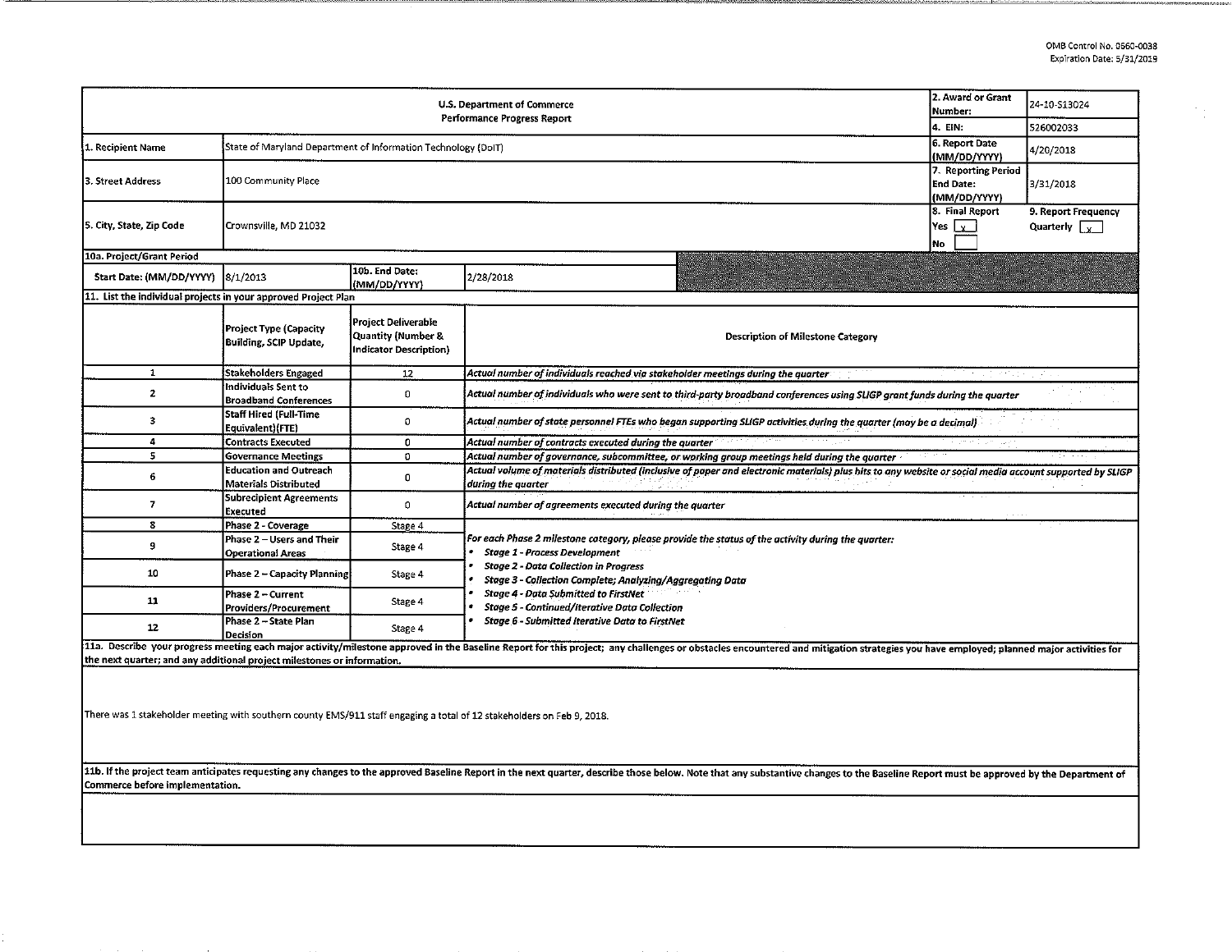OMB Control No. 0660-0038
Expiration Date: 5/31/2019

| U.S. Department of Commerce Performance Progress Report | | | | 2. Award or Grant Number: | 24-10-S13024 |
|---|---|---|---|---|---|
| | | | | 4. EIN: | 526002033 |
| 1. Recipient Name | State of Maryland Department of Information Technology (DoIT) | | | 6. Report Date (MM/DD/YYYY) | 4/20/2018 |
| 3. Street Address | 100 Community Place | | | 7. Reporting Period End Date: (MM/DD/YYYY) | 3/31/2018 |
| 5. City, State, Zip Code | Crownsville, MD 21032 | | | 8. Final Report Yes [x] No [ ] | 9. Report Frequency Quarterly [x] |
| 10a. Project/Grant Period | | | | | |
| Start Date: (MM/DD/YYYY) | 8/1/2013 | 10b. End Date: (MM/DD/YYYY) | 2/28/2018 | | |

11. List the individual projects in your approved Project Plan

| | Project Type (Capacity Building, SCIP Update, | Project Deliverable Quantity (Number & Indicator Description) | Description of Milestone Category |
|---|---|---|---|
| 1 | Stakeholders Engaged | 12 | *Actual number of individuals reached via stakeholder meetings during the quarter* |
| 2 | Individuals Sent to Broadband Conferences | 0 | *Actual number of individuals who were sent to third-party broadband conferences using SLIGP grant funds during the quarter* |
| 3 | Staff Hired (Full-Time Equivalent)(FTE) | 0 | *Actual number of state personnel FTEs who began supporting SLIGP activities during the quarter (may be a decimal)* |
| 4 | Contracts Executed | 0 | *Actual number of contracts executed during the quarter* |
| 5 | Governance Meetings | 0 | *Actual number of governance, subcommittee, or working group meetings held during the quarter* |
| 6 | Education and Outreach Materials Distributed | 0 | *Actual volume of materials distributed (inclusive of paper and electronic materials) plus hits to any website or social media account supported by SLIGP during the quarter* |
| 7 | Subrecipient Agreements Executed | 0 | *Actual number of agreements executed during the quarter* |
| 8 | Phase 2 - Coverage | Stage 4 | *For each Phase 2 milestone category, please provide the status of the activity during the quarter:*<br>• *Stage 1 - Process Development*<br>• *Stage 2 - Data Collection in Progress*<br>• *Stage 3 - Collection Complete; Analyzing/Aggregating Data*<br>• *Stage 4 - Data Submitted to FirstNet*<br>• *Stage 5 - Continued/Iterative Data Collection*<br>• *Stage 6 - Submitted Iterative Data to FirstNet* |
| 9 | Phase 2 – Users and Their Operational Areas | Stage 4 | |
| 10 | Phase 2 – Capacity Planning | Stage 4 | |
| 11 | Phase 2 – Current Providers/Procurement | Stage 4 | |
| 12 | Phase 2 – State Plan Decision | Stage 4 | |

**11a. Describe your progress meeting each major activity/milestone approved in the Baseline Report for this project; any challenges or obstacles encountered and mitigation strategies you have employed; planned major activities for the next quarter; and any additional project milestones or information.**

There was 1 stakeholder meeting with southern county EMS/911 staff engaging a total of 12 stakeholders on Feb 9, 2018.

**11b. If the project team anticipates requesting any changes to the approved Baseline Report in the next quarter, describe those below. Note that any substantive changes to the Baseline Report must be approved by the Department of Commerce before implementation.**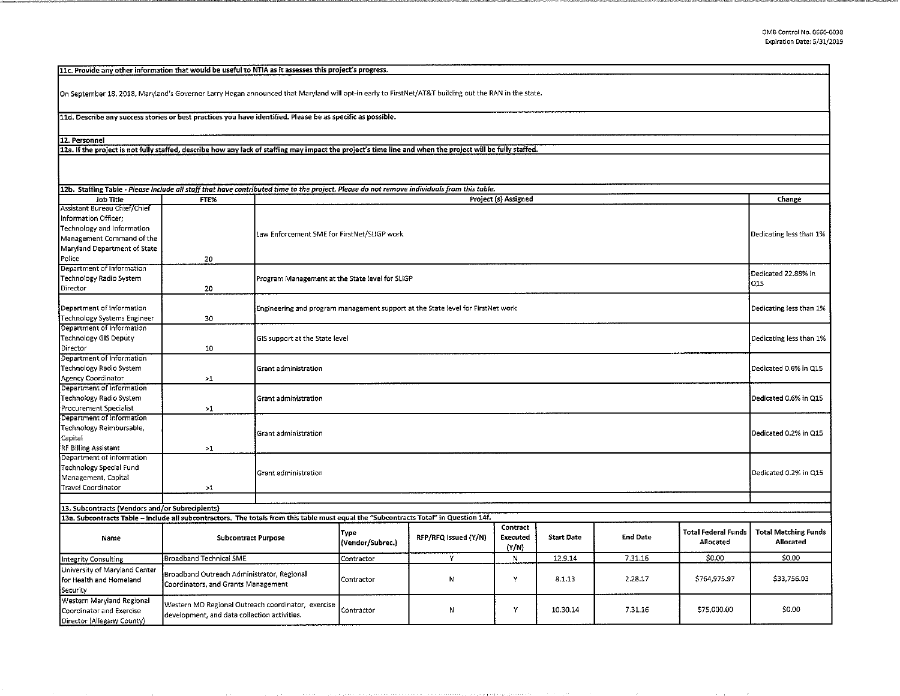**11c. Provide any other information that would be useful to NTIA as it assesses this project's progress.**

On September 18, 2018, Maryland's Governor Larry Hogan announced that Maryland will opt-in early to FirstNet/AT&T building out the RAN in the state.

**11d. Describe any success stories or best practices you have identified. Please be as specific as possible.**

**12. Personnel**

**12a. If the project is not fully staffed, describe how any lack of staffing may impact the project's time line and when the project will be fully staffed.**

**12b. Staffing Table** - *Please include all staff that have contributed time to the project. Please do not remove individuals from this table.*

| Job Title | FTE% | Project (s) Assigned | Change |
|---|---|---|---|
| Assistant Bureau Chief/Chief Information Officer; Technology and Information Management Command of the Maryland Department of State Police | 20 | Law Enforcement SME for FirstNet/SLIGP work | Dedicating less than 1% |
| Department of Information Technology Radio System Director | 20 | Program Management at the State level for SLIGP | Dedicated 22.88% in Q15 |
| Department of Information Technology Systems Engineer | 30 | Engineering and program management support at the State level for FirstNet work | Dedicating less than 1% |
| Department of Information Technology GIS Deputy Director | 10 | GIS support at the State level | Dedicating less than 1% |
| Department of Information Technology Radio System Agency Coordinator | >1 | Grant administration | Dedicated 0.6% in Q15 |
| Department of Information Technology Radio System Procurement Specialist | >1 | Grant administration | Dedicated 0.6% in Q15 |
| Department of Information Technology Reimbursable, Capital RF Billing Assistant | >1 | Grant administration | Dedicated 0.2% in Q15 |
| Department of Information Technology Special Fund Management, Capital Travel Coordinator | >1 | Grant administration | Dedicated 0.2% in Q15 |
| | | | |

**13. Subcontracts (Vendors and/or Subrecipients)**

**13a. Subcontracts Table – Include all subcontractors. The totals from this table must equal the "Subcontracts Total" in Question 14f.**

| Name | Subcontract Purpose | Type (Vendor/Subrec.) | RFP/RFQ Issued (Y/N) | Contract Executed (Y/N) | Start Date | End Date | Total Federal Funds Allocated | Total Matching Funds Allocated |
|---|---|---|---|---|---|---|---|---|
| Integrity Consulting | Broadband Technical SME | Contractor | Y | N | 12.9.14 | 7.31.16 | $0.00 | $0.00 |
| University of Maryland Center for Health and Homeland Security | Broadband Outreach Administrator, Regional Coordinators, and Grants Management | Contractor | N | Y | 8.1.13 | 2.28.17 | $764,975.97 | $33,756.03 |
| Western Maryland Regional Coordinator and Exercise Director (Allegany County) | Western MD Regional Outreach coordinator, exercise development, and data collection activities. | Contractor | N | Y | 10.30.14 | 7.31.16 | $75,000.00 | $0.00 |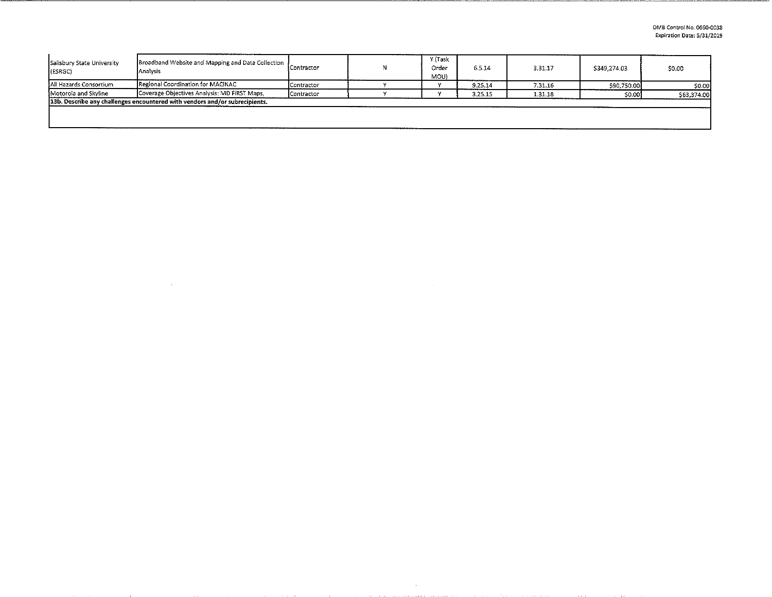| | | | | | | | | |
|---|---|---|---|---|---|---|---|---|
| Salisbury State University (ESRGC) | Broadband Website and Mapping and Data Collection Analysis | Contractor | N | Y (Task Order MOU) | 6.5.14 | 3.31.17 | $349,274.03 | $0.00 |
| All Hazards Consortium | Regional Coordination for MACINAC | Contractor | Y | Y | 9.25.14 | 7.31.16 | $90,750.00 | $0.00 |
| Motorola and Skyline | Coverage Objectives Analysis: MD FiRST Maps, | Contractor | Y | Y | 3.25.15 | 1.31.18 | $0.00 | $63,374.00 |

**13b. Describe any challenges encountered with vendors and/or subrecipients.**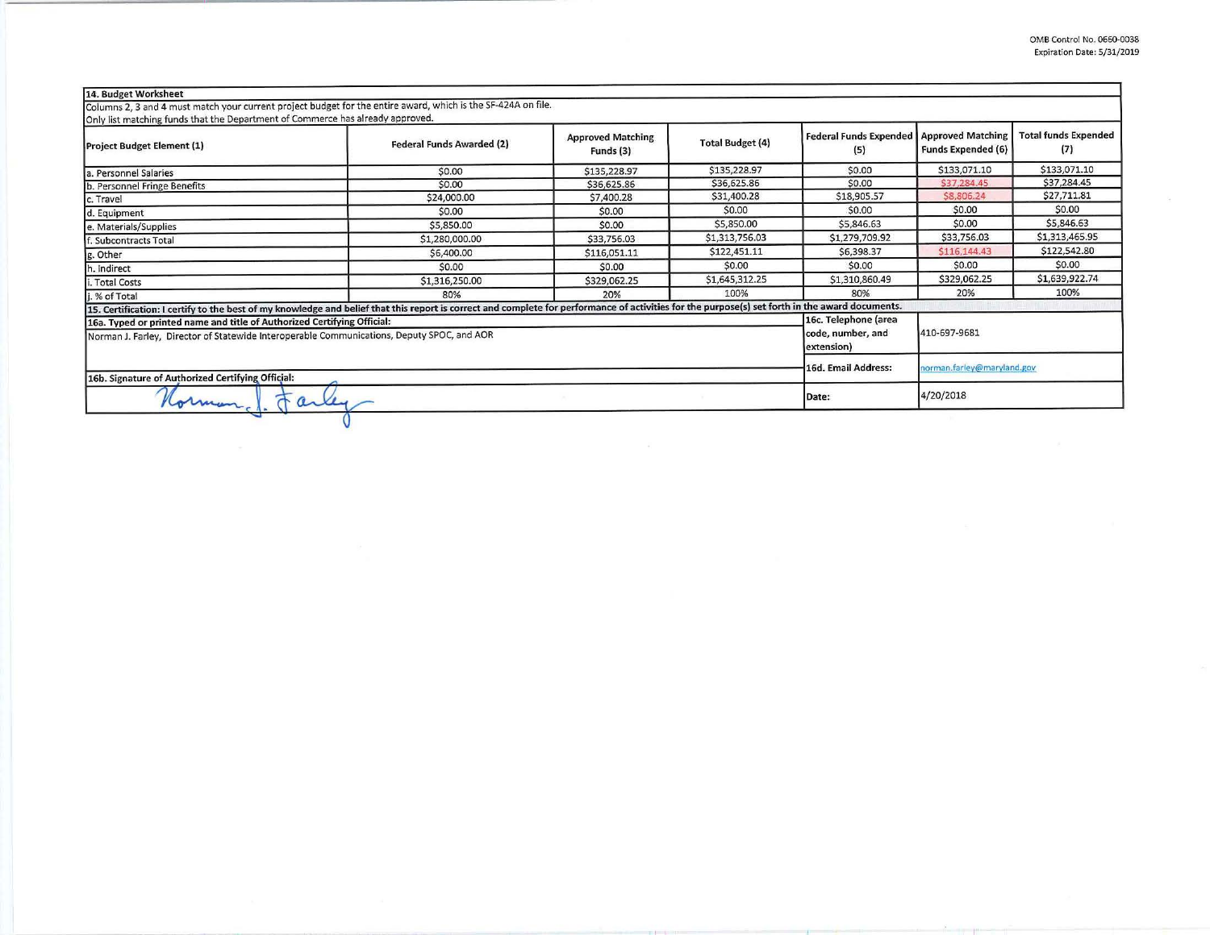OMB Control No. 0660-0038
Expiration Date: 5/31/2019

**14. Budget Worksheet**

Columns 2, 3 and 4 must match your current project budget for the entire award, which is the SF-424A on file.
Only list matching funds that the Department of Commerce has already approved.

| Project Budget Element (1) | Federal Funds Awarded (2) | Approved Matching Funds (3) | Total Budget (4) | Federal Funds Expended (5) | Approved Matching Funds Expended (6) | Total funds Expended (7) |
|---|---|---|---|---|---|---|
| a. Personnel Salaries | $0.00 | $135,228.97 | $135,228.97 | $0.00 | $133,071.10 | $133,071.10 |
| b. Personnel Fringe Benefits | $0.00 | $36,625.86 | $36,625.86 | $0.00 | $37,284.45 | $37,284.45 |
| c. Travel | $24,000.00 | $7,400.28 | $31,400.28 | $18,905.57 | $8,806.24 | $27,711.81 |
| d. Equipment | $0.00 | $0.00 | $0.00 | $0.00 | $0.00 | $0.00 |
| e. Materials/Supplies | $5,850.00 | $0.00 | $5,850.00 | $5,846.63 | $0.00 | $5,846.63 |
| f. Subcontracts Total | $1,280,000.00 | $33,756.03 | $1,313,756.03 | $1,279,709.92 | $33,756.03 | $1,313,465.95 |
| g. Other | $6,400.00 | $116,051.11 | $122,451.11 | $6,398.37 | $116,144.43 | $122,542.80 |
| h. Indirect | $0.00 | $0.00 | $0.00 | $0.00 | $0.00 | $0.00 |
| i. Total Costs | $1,316,250.00 | $329,062.25 | $1,645,312.25 | $1,310,860.49 | $329,062.25 | $1,639,922.74 |
| j. % of Total | 80% | 20% | 100% | 80% | 20% | 100% |

**15. Certification: I certify to the best of my knowledge and belief that this report is correct and complete for performance of activities for the purpose(s) set forth in the award documents.**

**16a. Typed or printed name and title of Authorized Certifying Official:**
Norman J. Farley, Director of Statewide Interoperable Communications, Deputy SPOC, and AOR

16c. Telephone (area code, number, and extension): 410-697-9681

16d. Email Address: norman.farley@maryland.gov

**16b. Signature of Authorized Certifying Official:**
Norman J. Farley

Date: 4/20/2018